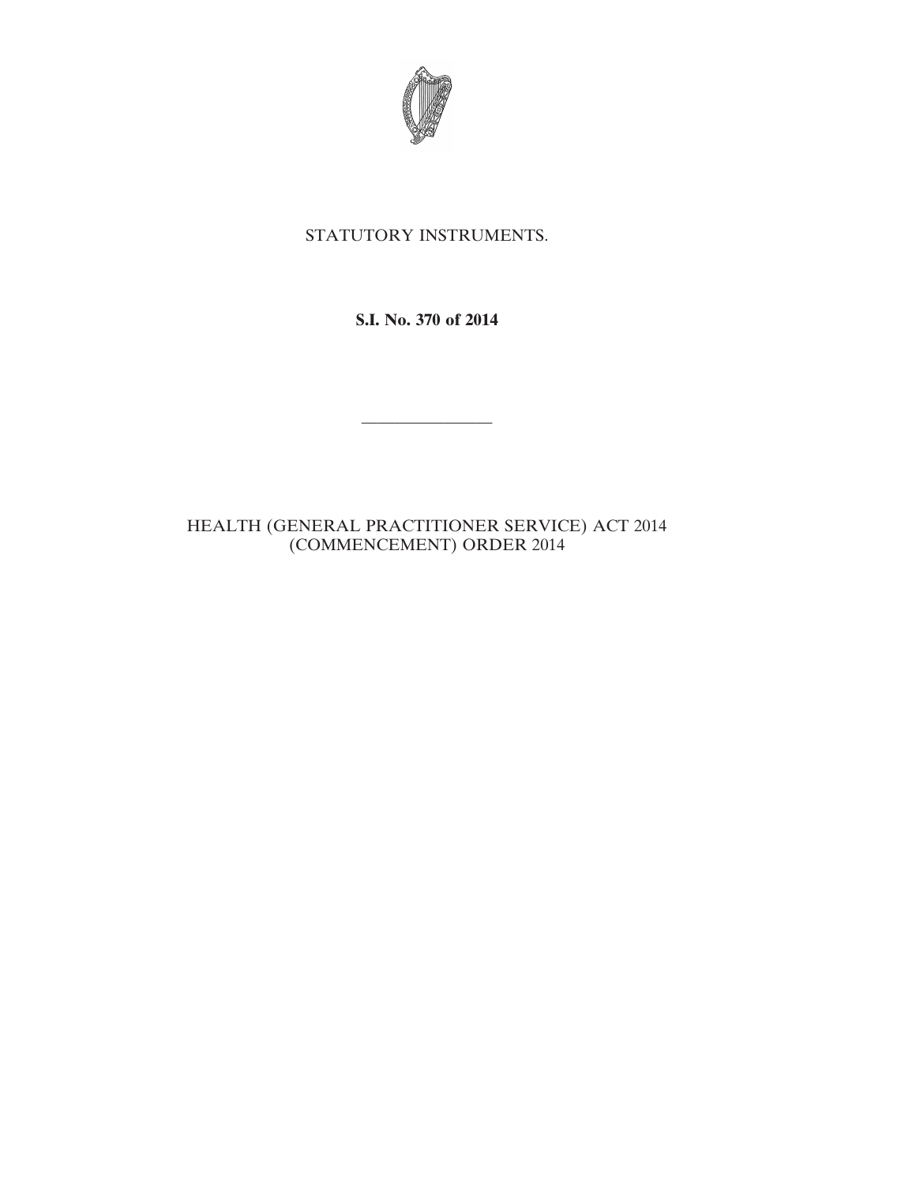STATUTORY INSTRUMENTS.

**S.I. No. 370 of 2014**

---

HEALTH (GENERAL PRACTITIONER SERVICE) ACT 2014 (COMMENCEMENT) ORDER 2014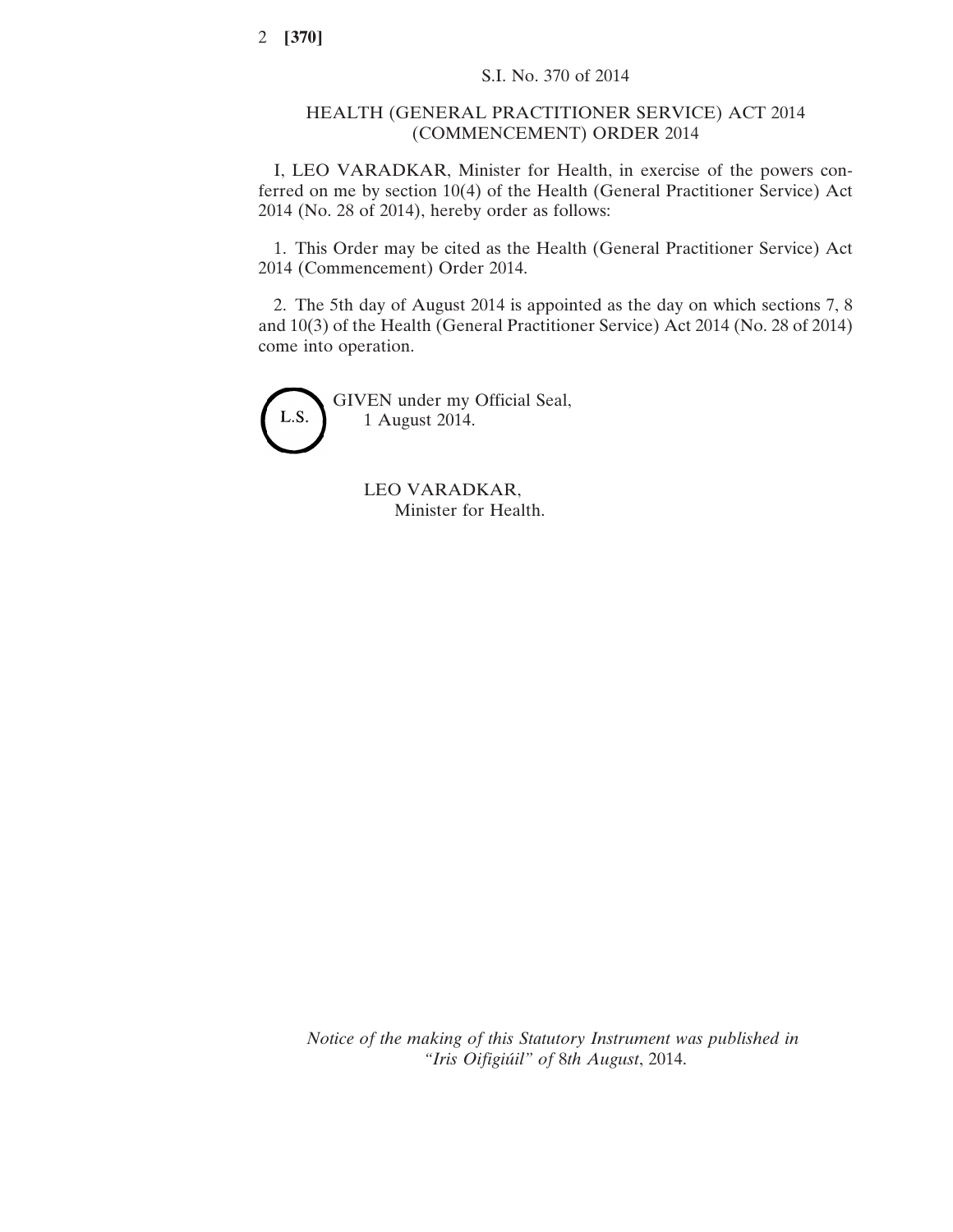S.I. No. 370 of 2014

# HEALTH (GENERAL PRACTITIONER SERVICE) ACT 2014 (COMMENCEMENT) ORDER 2014

I, LEO VARADKAR, Minister for Health, in exercise of the powers conferred on me by section 10(4) of the Health (General Practitioner Service) Act 2014 (No. 28 of 2014), hereby order as follows:

1. This Order may be cited as the Health (General Practitioner Service) Act 2014 (Commencement) Order 2014.

2. The 5th day of August 2014 is appointed as the day on which sections 7, 8 and 10(3) of the Health (General Practitioner Service) Act 2014 (No. 28 of 2014) come into operation.

L.S.

GIVEN under my Official Seal,
1 August 2014.

LEO VARADKAR,
Minister for Health.

*Notice of the making of this Statutory Instrument was published in "Iris Oifigiúil" of* 8*th August*, 2014.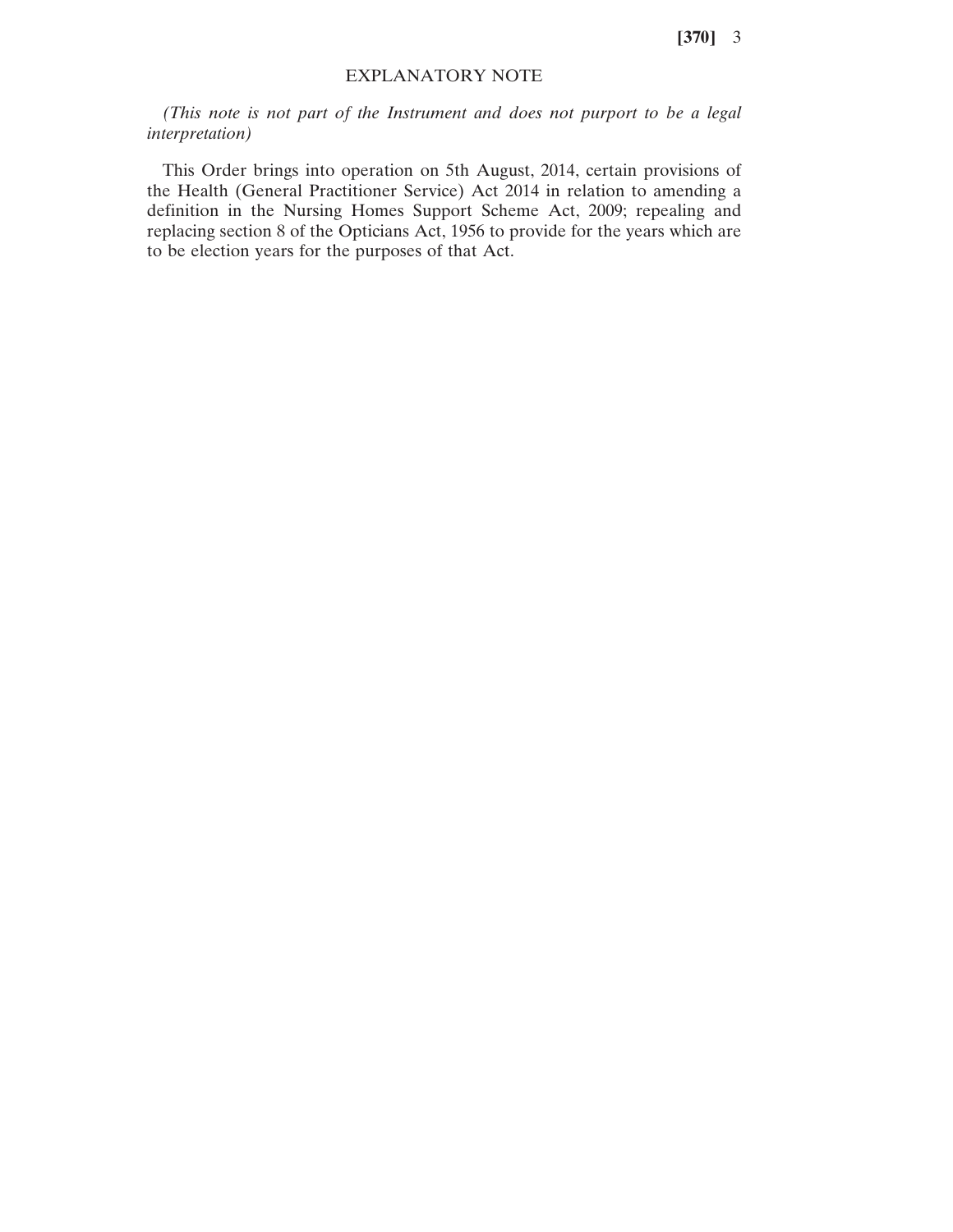## EXPLANATORY NOTE

*(This note is not part of the Instrument and does not purport to be a legal interpretation)*

This Order brings into operation on 5th August, 2014, certain provisions of the Health (General Practitioner Service) Act 2014 in relation to amending a definition in the Nursing Homes Support Scheme Act, 2009; repealing and replacing section 8 of the Opticians Act, 1956 to provide for the years which are to be election years for the purposes of that Act.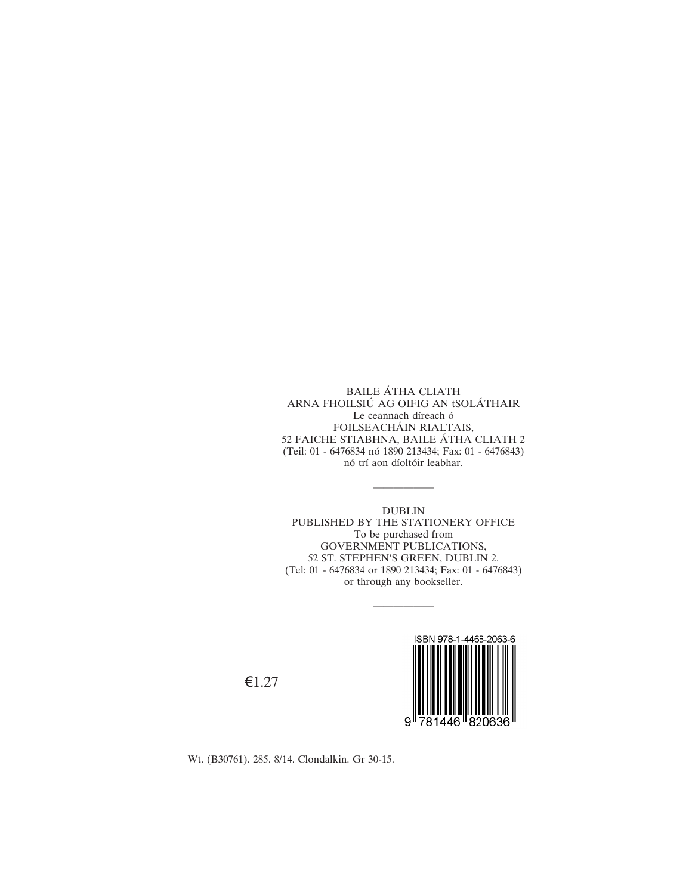BAILE ÁTHA CLIATH
ARNA FHOILSIÚ AG OIFIG AN tSOLÁTHAIR
Le ceannach díreach ó
FOILSEACHÁIN RIALTAIS,
52 FAICHE STIABHNA, BAILE ÁTHA CLIATH 2
(Teil: 01 - 6476834 nó 1890 213434; Fax: 01 - 6476843)
nó trí aon díoltóir leabhar.

---

DUBLIN
PUBLISHED BY THE STATIONERY OFFICE
To be purchased from
GOVERNMENT PUBLICATIONS,
52 ST. STEPHEN'S GREEN, DUBLIN 2.
(Tel: 01 - 6476834 or 1890 213434; Fax: 01 - 6476843)
or through any bookseller.

---

€1.27

ISBN 978-1-4468-2063-6

9 781446 820636

Wt. (B30761). 285. 8/14. Clondalkin. Gr 30-15.